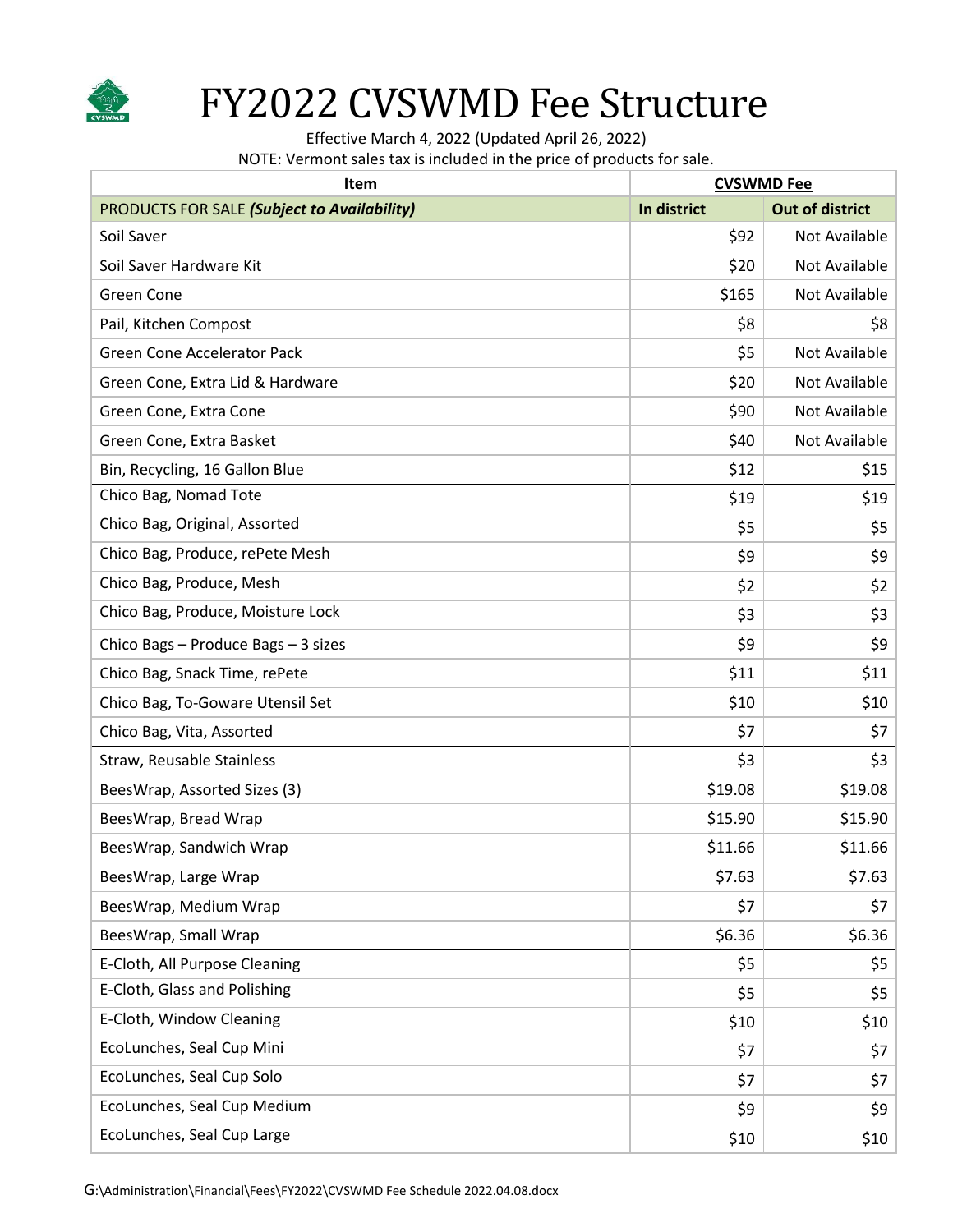# FY2022 CVSWMD Fee Structure

Effective March 4, 2022 (Updated April 26, 2022)

NOTE: Vermont sales tax is included in the price of products for sale.

| Item | CVSWMD Fee | |
|---|---|---|
| PRODUCTS FOR SALE ***(Subject to Availability)*** | **In district** | **Out of district** |
| Soil Saver | $92 | Not Available |
| Soil Saver Hardware Kit | $20 | Not Available |
| Green Cone | $165 | Not Available |
| Pail, Kitchen Compost | $8 | $8 |
| Green Cone Accelerator Pack | $5 | Not Available |
| Green Cone, Extra Lid & Hardware | $20 | Not Available |
| Green Cone, Extra Cone | $90 | Not Available |
| Green Cone, Extra Basket | $40 | Not Available |
| Bin, Recycling, 16 Gallon Blue | $12 | $15 |
| Chico Bag, Nomad Tote | $19 | $19 |
| Chico Bag, Original, Assorted | $5 | $5 |
| Chico Bag, Produce, rePete Mesh | $9 | $9 |
| Chico Bag, Produce, Mesh | $2 | $2 |
| Chico Bag, Produce, Moisture Lock | $3 | $3 |
| Chico Bags – Produce Bags – 3 sizes | $9 | $9 |
| Chico Bag, Snack Time, rePete | $11 | $11 |
| Chico Bag, To-Goware Utensil Set | $10 | $10 |
| Chico Bag, Vita, Assorted | $7 | $7 |
| Straw, Reusable Stainless | $3 | $3 |
| BeesWrap, Assorted Sizes (3) | $19.08 | $19.08 |
| BeesWrap, Bread Wrap | $15.90 | $15.90 |
| BeesWrap, Sandwich Wrap | $11.66 | $11.66 |
| BeesWrap, Large Wrap | $7.63 | $7.63 |
| BeesWrap, Medium Wrap | $7 | $7 |
| BeesWrap, Small Wrap | $6.36 | $6.36 |
| E-Cloth, All Purpose Cleaning | $5 | $5 |
| E-Cloth, Glass and Polishing | $5 | $5 |
| E-Cloth, Window Cleaning | $10 | $10 |
| EcoLunches, Seal Cup Mini | $7 | $7 |
| EcoLunches, Seal Cup Solo | $7 | $7 |
| EcoLunches, Seal Cup Medium | $9 | $9 |
| EcoLunches, Seal Cup Large | $10 | $10 |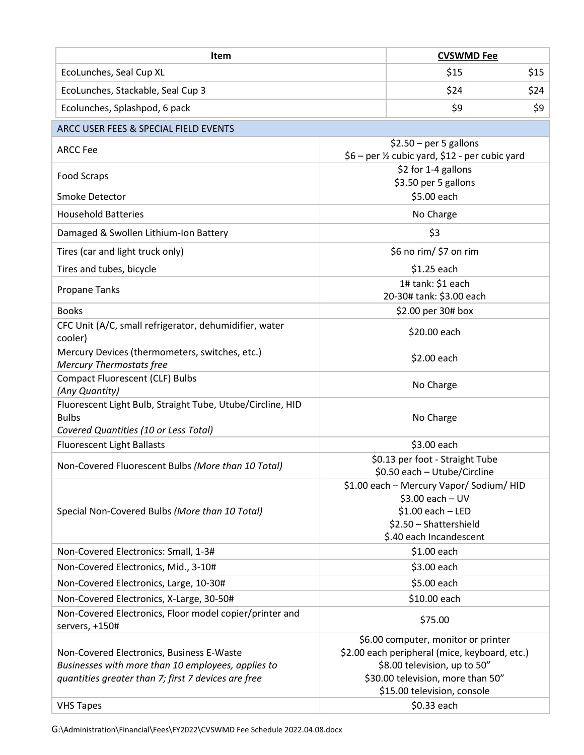| Item | CVSWMD Fee | |
|---|---|---|
| EcoLunches, Seal Cup XL | $15 | $15 |
| EcoLunches, Stackable, Seal Cup 3 | $24 | $24 |
| Ecolunches, Splashpod, 6 pack | $9 | $9 |

| ARCC USER FEES & SPECIAL FIELD EVENTS | |
|---|---|
| ARCC Fee | $2.50 – per 5 gallons<br>$6 – per ½ cubic yard, $12 - per cubic yard |
| Food Scraps | $2 for 1-4 gallons<br>$3.50 per 5 gallons |
| Smoke Detector | $5.00 each |
| Household Batteries | No Charge |
| Damaged & Swollen Lithium-Ion Battery | $3 |
| Tires (car and light truck only) | $6 no rim/ $7 on rim |
| Tires and tubes, bicycle | $1.25 each |
| Propane Tanks | 1# tank: $1 each<br>20-30# tank: $3.00 each |
| Books | $2.00 per 30# box |
| CFC Unit (A/C, small refrigerator, dehumidifier, water cooler) | $20.00 each |
| Mercury Devices (thermometers, switches, etc.)<br>*Mercury Thermostats free* | $2.00 each |
| Compact Fluorescent (CLF) Bulbs<br>*(Any Quantity)* | No Charge |
| Fluorescent Light Bulb, Straight Tube, Utube/Circline, HID Bulbs<br>*Covered Quantities (10 or Less Total)* | No Charge |
| Fluorescent Light Ballasts | $3.00 each |
| Non-Covered Fluorescent Bulbs *(More than 10 Total)* | $0.13 per foot - Straight Tube<br>$0.50 each – Utube/Circline |
| Special Non-Covered Bulbs *(More than 10 Total)* | $1.00 each – Mercury Vapor/ Sodium/ HID<br>$3.00 each – UV<br>$1.00 each – LED<br>$2.50 – Shattershield<br>$.40 each Incandescent |
| Non-Covered Electronics: Small, 1-3# | $1.00 each |
| Non-Covered Electronics, Mid., 3-10# | $3.00 each |
| Non-Covered Electronics, Large, 10-30# | $5.00 each |
| Non-Covered Electronics, X-Large, 30-50# | $10.00 each |
| Non-Covered Electronics, Floor model copier/printer and servers, +150# | $75.00 |
| Non-Covered Electronics, Business E-Waste<br>*Businesses with more than 10 employees, applies to quantities greater than 7; first 7 devices are free* | $6.00 computer, monitor or printer<br>$2.00 each peripheral (mice, keyboard, etc.)<br>$8.00 television, up to 50"<br>$30.00 television, more than 50"<br>$15.00 television, console |
| VHS Tapes | $0.33 each |

G:\Administration\Financial\Fees\FY2022\CVSWMD Fee Schedule 2022.04.08.docx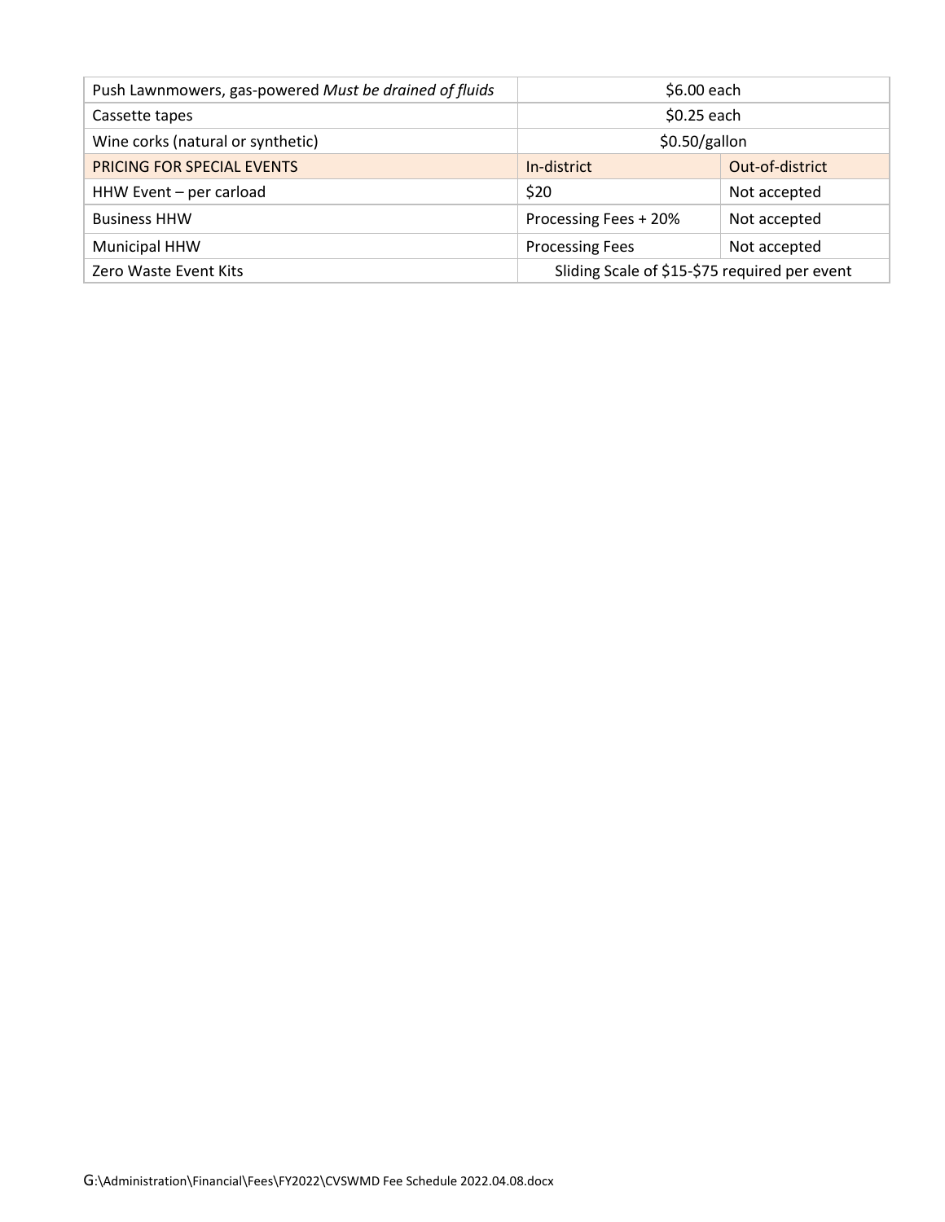| | | |
|---|---|---|
| Push Lawnmowers, gas-powered *Must be drained of fluids* | $6.00 each | |
| Cassette tapes | $0.25 each | |
| Wine corks (natural or synthetic) | $0.50/gallon | |
| PRICING FOR SPECIAL EVENTS | In-district | Out-of-district |
| HHW Event – per carload | $20 | Not accepted |
| Business HHW | Processing Fees + 20% | Not accepted |
| Municipal HHW | Processing Fees | Not accepted |
| Zero Waste Event Kits | Sliding Scale of $15-$75 required per event | |

G:\Administration\Financial\Fees\FY2022\CVSWMD Fee Schedule 2022.04.08.docx